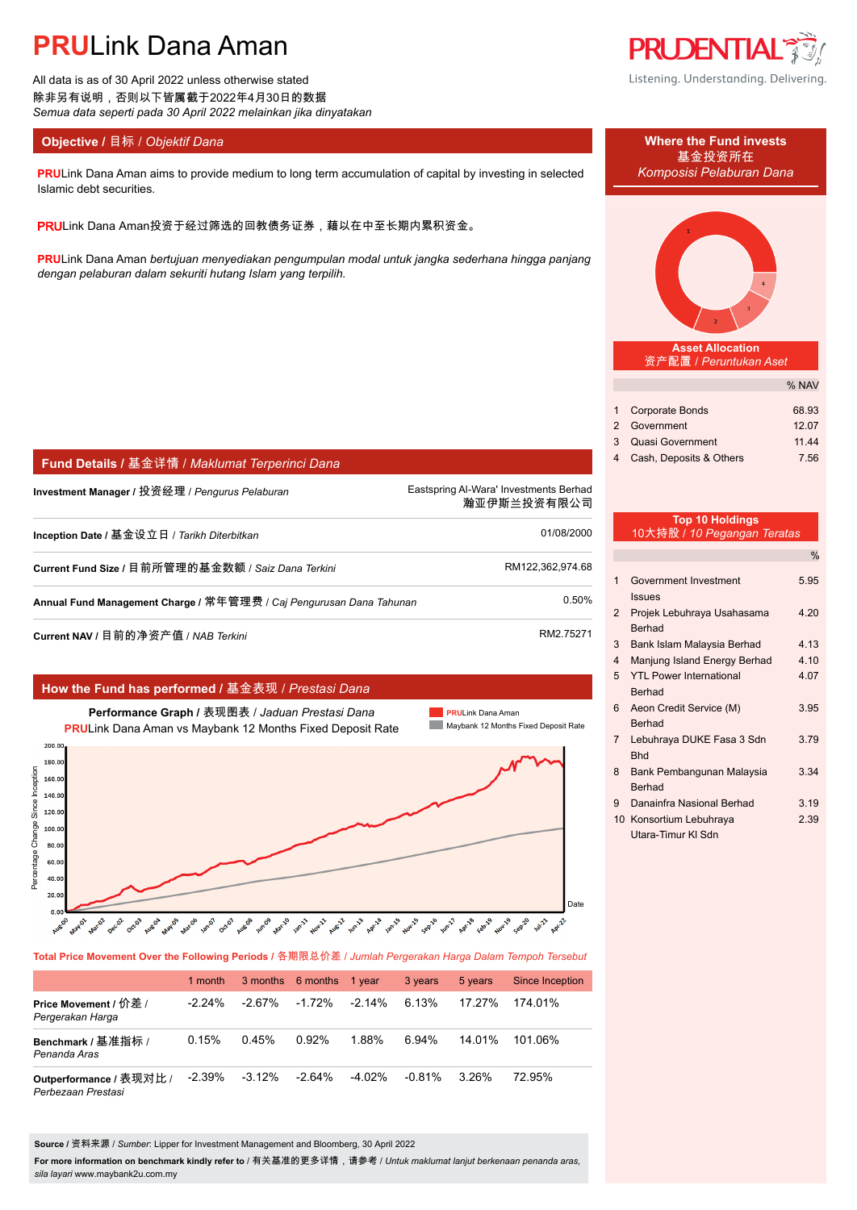# PRULink Dana Aman

All data is as of 30 April 2022 unless otherwise stated
除非另有说明，否则以下皆属截于2022年4月30日的数据
*Semua data seperti pada 30 April 2022 melainkan jika dinyatakan*

PRUDENTIAL
Listening. Understanding. Delivering.

## Objective / 目标 / *Objektif Dana*

PRULink Dana Aman aims to provide medium to long term accumulation of capital by investing in selected Islamic debt securities.

PRULink Dana Aman投资于经过筛选的回教债务证券，藉以在中至长期内累积资金。

PRULink Dana Aman *bertujuan menyediakan pengumpulan modal untuk jangka sederhana hingga panjang dengan pelaburan dalam sekuriti hutang Islam yang terpilih.*

## Fund Details / 基金详情 / *Maklumat Terperinci Dana*

| | |
|---|---|
| **Investment Manager** / 投资经理 / *Pengurus Pelaburan* | Eastspring Al-Wara' Investments Berhad 瀚亚伊斯兰投资有限公司 |
| **Inception Date** / 基金设立日 / *Tarikh Diterbitkan* | 01/08/2000 |
| **Current Fund Size** / 目前所管理的基金数额 / *Saiz Dana Terkini* | RM122,362,974.68 |
| **Annual Fund Management Charge** / 常年管理费 / *Caj Pengurusan Dana Tahunan* | 0.50% |
| **Current NAV** / 目前的净资产值 / *NAB Terkini* | RM2.75271 |

## How the Fund has performed / 基金表现 / *Prestasi Dana*

**Performance Graph** / 表现图表 / *Jaduan Prestasi Dana*
PRULink Dana Aman vs Maybank 12 Months Fixed Deposit Rate

**Total Price Movement Over the Following Periods** / 各期限总价差 / *Jumlah Pergerakan Harga Dalam Tempoh Tersebut*

| | 1 month | 3 months | 6 months | 1 year | 3 years | 5 years | Since Inception |
|---|---|---|---|---|---|---|---|
| **Price Movement** / 价差 / *Pergerakan Harga* | -2.24% | -2.67% | -1.72% | -2.14% | 6.13% | 17.27% | 174.01% |
| **Benchmark** / 基准指标 / *Penanda Aras* | 0.15% | 0.45% | 0.92% | 1.88% | 6.94% | 14.01% | 101.06% |
| **Outperformance** / 表现对比 / *Perbezaan Prestasi* | -2.39% | -3.12% | -2.64% | -4.02% | -0.81% | 3.26% | 72.95% |

**Source** / 资料来源 / *Sumber*: Lipper for Investment Management and Bloomberg, 30 April 2022

**For more information on benchmark kindly refer to** / 有关基准的更多详情，请参考 / *Untuk maklumat lanjut berkenaan penanda aras, sila layari* www.maybank2u.com.my

## Where the Fund invests / 基金投资所在 / *Komposisi Pelaburan Dana*

### Asset Allocation / 资产配置 / *Peruntukan Aset*

| | | % NAV |
|---|---|---|
| 1 | Corporate Bonds | 68.93 |
| 2 | Government | 12.07 |
| 3 | Quasi Government | 11.44 |
| 4 | Cash, Deposits & Others | 7.56 |

### Top 10 Holdings / 10大持股 / *10 Pegangan Teratas*

| | | % |
|---|---|---|
| 1 | Government Investment Issues | 5.95 |
| 2 | Projek Lebuhraya Usahasama Berhad | 4.20 |
| 3 | Bank Islam Malaysia Berhad | 4.13 |
| 4 | Manjung Island Energy Berhad | 4.10 |
| 5 | YTL Power International Berhad | 4.07 |
| 6 | Aeon Credit Service (M) Berhad | 3.95 |
| 7 | Lebuhraya DUKE Fasa 3 Sdn Bhd | 3.79 |
| 8 | Bank Pembangunan Malaysia Berhad | 3.34 |
| 9 | Danainfra Nasional Berhad | 3.19 |
| 10 | Konsortium Lebuhraya Utara-Timur Kl Sdn | 2.39 |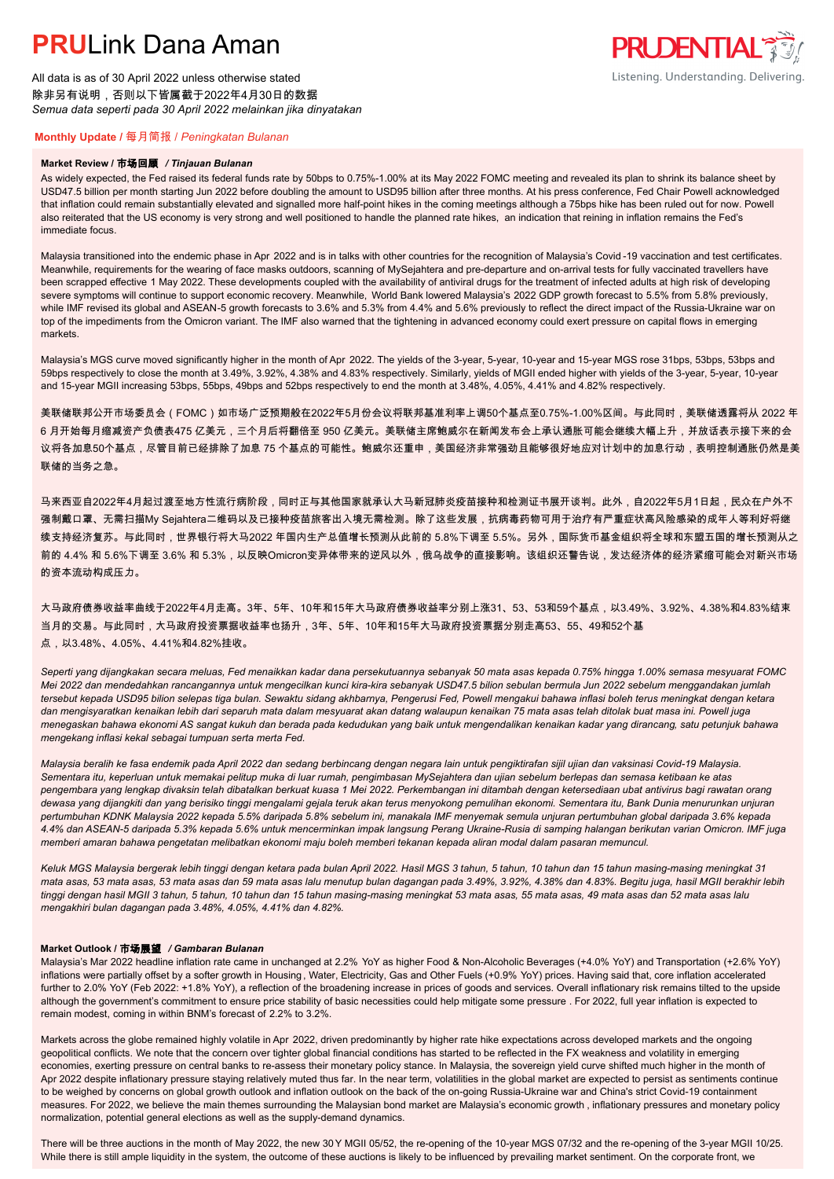# **PRU**Link Dana Aman

All data is as of 30 April 2022 unless otherwise stated
除非另有说明，否则以下皆属截于2022年4月30日的数据
*Semua data seperti pada 30 April 2022 melainkan jika dinyatakan*

## **Monthly Update** / 每月简报 / *Peningkatan Bulanan*

### **Market Review / 市场回顾 / *Tinjauan Bulanan***

As widely expected, the Fed raised its federal funds rate by 50bps to 0.75%-1.00% at its May 2022 FOMC meeting and revealed its plan to shrink its balance sheet by USD47.5 billion per month starting Jun 2022 before doubling the amount to USD95 billion after three months. At his press conference, Fed Chair Powell acknowledged that inflation could remain substantially elevated and signalled more half-point hikes in the coming meetings although a 75bps hike has been ruled out for now. Powell also reiterated that the US economy is very strong and well positioned to handle the planned rate hikes, an indication that reining in inflation remains the Fed's immediate focus.

Malaysia transitioned into the endemic phase in Apr 2022 and is in talks with other countries for the recognition of Malaysia's Covid-19 vaccination and test certificates. Meanwhile, requirements for the wearing of face masks outdoors, scanning of MySejahtera and pre-departure and on-arrival tests for fully vaccinated travellers have been scrapped effective 1 May 2022. These developments coupled with the availability of antiviral drugs for the treatment of infected adults at high risk of developing severe symptoms will continue to support economic recovery. Meanwhile, World Bank lowered Malaysia's 2022 GDP growth forecast to 5.5% from 5.8% previously, while IMF revised its global and ASEAN-5 growth forecasts to 3.6% and 5.3% from 4.4% and 5.6% previously to reflect the direct impact of the Russia-Ukraine war on top of the impediments from the Omicron variant. The IMF also warned that the tightening in advanced economy could exert pressure on capital flows in emerging markets.

Malaysia's MGS curve moved significantly higher in the month of Apr 2022. The yields of the 3-year, 5-year, 10-year and 15-year MGS rose 31bps, 53bps, 53bps and 59bps respectively to close the month at 3.49%, 3.92%, 4.38% and 4.83% respectively. Similarly, yields of MGII ended higher with yields of the 3-year, 5-year, 10-year and 15-year MGII increasing 53bps, 55bps, 49bps and 52bps respectively to end the month at 3.48%, 4.05%, 4.41% and 4.82% respectively.

美联储联邦公开市场委员会（FOMC）如市场广泛预期般在2022年5月份会议将联邦基准利率上调50个基点至0.75%-1.00%区间。与此同时，美联储透露将从 2022 年 6 月开始每月缩减资产负债表475 亿美元，三个月后将翻倍至 950 亿美元。美联储主席鲍威尔在新闻发布会上承认通胀可能会继续大幅上升，并放话表示接下来的会议将各加息50个基点，尽管目前已经排除了加息 75 个基点的可能性。鲍威尔还重申，美国经济非常强劲且能够很好地应对计划中的加息行动，表明控制通胀仍然是美联储的当务之急。

马来西亚自2022年4月起过渡至地方性流行病阶段，同时正与其他国家就承认大马新冠肺炎疫苗接种和检测证书展开谈判。此外，自2022年5月1日起，民众在户外不强制戴口罩、无需扫描My Sejahtera二维码以及已接种疫苗旅客出入境无需检测。除了这些发展，抗病毒药物可用于治疗有严重症状高风险感染的成年人等利好将继续支持经济复苏。与此同时，世界银行将大马2022 年国内生产总值增长预测从此前的 5.8%下调至 5.5%。另外，国际货币基金组织将全球和东盟五国的增长预测从之前的 4.4% 和 5.6%下调至 3.6% 和 5.3%，以反映Omicron变异体带来的逆风以外，俄乌战争的直接影响。该组织还警告说，发达经济体的经济紧缩可能会对新兴市场的资本流动构成压力。

大马政府债券收益率曲线于2022年4月走高。3年、5年、10年和15年大马政府债券收益率分别上涨31、53、53和59个基点，以3.49%、3.92%、4.38%和4.83%结束当月的交易。与此同时，大马政府投资票据收益率也扬升，3年、5年、10年和15年大马政府投资票据分别走高53、55、49和52个基点，以3.48%、4.05%、4.41%和4.82%挂收。

*Seperti yang dijangkakan secara meluas, Fed menaikkan kadar dana persekutuannya sebanyak 50 mata asas kepada 0.75% hingga 1.00% semasa mesyuarat FOMC Mei 2022 dan mendedahkan rancangannya untuk mengecilkan kunci kira-kira sebanyak USD47.5 bilion sebulan bermula Jun 2022 sebelum menggandakan jumlah tersebut kepada USD95 bilion selepas tiga bulan. Sewaktu sidang akhbarnya, Pengerusi Fed, Powell mengakui bahawa inflasi boleh terus meningkat dengan ketara dan mengisyaratkan kenaikan lebih dari separuh mata dalam mesyuarat akan datang walaupun kenaikan 75 mata asas telah ditolak buat masa ini. Powell juga menegaskan bahawa ekonomi AS sangat kukuh dan berada pada kedudukan yang baik untuk mengendalikan kenaikan kadar yang dirancang, satu petunjuk bahawa mengekang inflasi kekal sebagai tumpuan serta merta Fed.*

*Malaysia beralih ke fasa endemik pada April 2022 dan sedang berbincang dengan negara lain untuk pengiktirafan sijil ujian dan vaksinasi Covid-19 Malaysia. Sementara itu, keperluan untuk memakai pelitup muka di luar rumah, pengimbasan MySejahtera dan ujian sebelum berlepas dan semasa ketibaan ke atas pengembara yang lengkap divaksin telah dibatalkan berkuat kuasa 1 Mei 2022. Perkembangan ini ditambah dengan ketersediaan ubat antivirus bagi rawatan orang dewasa yang dijangkiti dan yang berisiko tinggi mengalami gejala teruk akan terus menyokong pemulihan ekonomi. Sementara itu, Bank Dunia menurunkan unjuran pertumbuhan KDNK Malaysia 2022 kepada 5.5% daripada 5.8% sebelum ini, manakala IMF menyemak semula unjuran pertumbuhan global daripada 3.6% kepada 4.4% dan ASEAN-5 daripada 5.3% kepada 5.6% untuk mencerminkan impak langsung Perang Ukraine-Rusia di samping halangan berikutan varian Omicron. IMF juga memberi amaran bahawa pengetatan melibatkan ekonomi maju boleh memberi tekanan kepada aliran modal dalam pasaran memuncul.*

*Keluk MGS Malaysia bergerak lebih tinggi dengan ketara pada bulan April 2022. Hasil MGS 3 tahun, 5 tahun, 10 tahun dan 15 tahun masing-masing meningkat 31 mata asas, 53 mata asas, 53 mata asas dan 59 mata asas lalu menutup bulan dagangan pada 3.49%, 3.92%, 4.38% dan 4.83%. Begitu juga, hasil MGII berakhir lebih tinggi dengan hasil MGII 3 tahun, 5 tahun, 10 tahun dan 15 tahun masing-masing meningkat 53 mata asas, 55 mata asas, 49 mata asas dan 52 mata asas lalu mengakhiri bulan dagangan pada 3.48%, 4.05%, 4.41% dan 4.82%.*

### **Market Outlook / 市场展望 / *Gambaran Bulanan***

Malaysia's Mar 2022 headline inflation rate came in unchanged at 2.2% YoY as higher Food & Non-Alcoholic Beverages (+4.0% YoY) and Transportation (+2.6% YoY) inflations were partially offset by a softer growth in Housing, Water, Electricity, Gas and Other Fuels (+0.9% YoY) prices. Having said that, core inflation accelerated further to 2.0% YoY (Feb 2022: +1.8% YoY), a reflection of the broadening increase in prices of goods and services. Overall inflationary risk remains tilted to the upside although the government's commitment to ensure price stability of basic necessities could help mitigate some pressure. For 2022, full year inflation is expected to remain modest, coming in within BNM's forecast of 2.2% to 3.2%.

Markets across the globe remained highly volatile in Apr 2022, driven predominantly by higher rate hike expectations across developed markets and the ongoing geopolitical conflicts. We note that the concern over tighter global financial conditions has started to be reflected in the FX weakness and volatility in emerging economies, exerting pressure on central banks to re-assess their monetary policy stance. In Malaysia, the sovereign yield curve shifted much higher in the month of Apr 2022 despite inflationary pressure staying relatively muted thus far. In the near term, volatilities in the global market are expected to persist as sentiments continue to be weighed by concerns on global growth outlook and inflation outlook on the back of the on-going Russia-Ukraine war and China's strict Covid-19 containment measures. For 2022, we believe the main themes surrounding the Malaysian bond market are Malaysia's economic growth, inflationary pressures and monetary policy normalization, potential general elections as well as the supply-demand dynamics.

There will be three auctions in the month of May 2022, the new 30Y MGII 05/52, the re-opening of the 10-year MGS 07/32 and the re-opening of the 3-year MGII 10/25. While there is still ample liquidity in the system, the outcome of these auctions is likely to be influenced by prevailing market sentiment. On the corporate front, we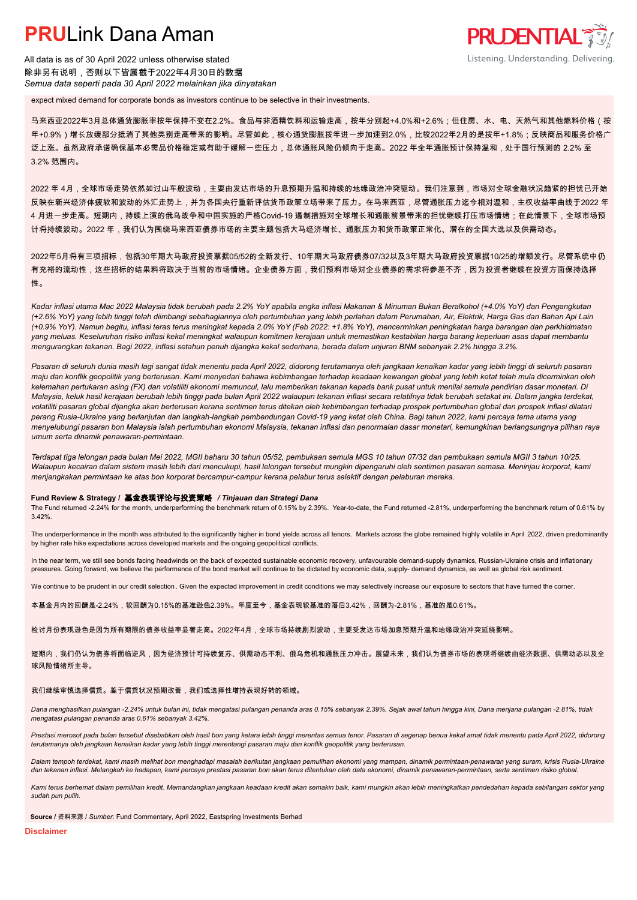expect mixed demand for corporate bonds as investors continue to be selective in their investments.

马来西亚2022年3月总体通货膨胀率按年保持不变在2.2%。食品与非酒精饮料和运输走高，按年分别起+4.0%和+2.6%；但住房、水、电、天然气和其他燃料价格（按年+0.9%）增长放缓部分抵消了其他类别走高带来的影响。尽管如此，核心通货膨胀按年进一步加速到2.0%，比较2022年2月的是按年+1.8%；反映商品和服务价格广泛上涨。虽然政府承诺确保基本必需品价格稳定或有助于缓解一些压力，总体通胀风险仍倾向于走高。2022 年全年通胀预计保持温和，处于国行预测的 2.2% 至 3.2% 范围内。

2022 年 4月，全球市场走势依然如过山车般波动，主要由发达市场的升息预期升温和持续的地缘政治冲突驱动。我们注意到，市场对全球金融状况趋紧的担忧已开始反映在新兴经济体疲软和波动的外汇走势上，并为各国央行重新评估货币政策立场带来了压力。在马来西亚，尽管通胀压力迄今相对温和，主权收益率曲线于2022 年 4 月进一步走高。短期内，持续上演的俄乌战争和中国实施的严格Covid-19 遏制措施对全球增长和通胀前景带来的担忧继续打压市场情绪；在此情景下，全球市场预计将持续波动。2022 年，我们认为围绕马来西亚债券市场的主要主题包括大马经济增长、通胀压力和货币政策正常化、潜在的全国大选以及供需动态。

2022年5月将有三项招标，包括30年期大马政府投资票据05/52的全新发行、10年期大马政府债券07/32以及3年期大马政府投资票据10/25的增额发行。尽管系统中仍有充裕的流动性，这些招标的结果料将取决于当前的市场情绪。企业债券方面，我们预料市场对企业债券的需求将参差不齐，因为投资者继续在投资方面保持选择性。

*Kadar inflasi utama Mac 2022 Malaysia tidak berubah pada 2.2% YoY apabila angka inflasi Makanan & Minuman Bukan Beralkohol (+4.0% YoY) dan Pengangkutan (+2.6% YoY) yang lebih tinggi telah diimbangi sebahagiannya oleh pertumbuhan yang lebih perlahan dalam Perumahan, Air, Elektrik, Harga Gas dan Bahan Api Lain (+0.9% YoY). Namun begitu, inflasi teras terus meningkat kepada 2.0% YoY (Feb 2022: +1.8% YoY), mencerminkan peningkatan harga barangan dan perkhidmatan yang meluas. Keseluruhan risiko inflasi kekal meningkat walaupun komitmen kerajaan untuk memastikan kestabilan harga barang keperluan asas dapat membantu mengurangkan tekanan. Bagi 2022, inflasi setahun penuh dijangka kekal sederhana, berada dalam unjuran BNM sebanyak 2.2% hingga 3.2%.*

*Pasaran di seluruh dunia masih lagi sangat tidak menentu pada April 2022, didorong terutamanya oleh jangkaan kenaikan kadar yang lebih tinggi di seluruh pasaran maju dan konflik geopolitik yang berterusan. Kami menyedari bahawa kebimbangan terhadap keadaan kewangan global yang lebih ketat telah mula dicerminkan oleh kelemahan pertukaran asing (FX) dan volatiliti ekonomi memuncul, lalu memberikan tekanan kepada bank pusat untuk menilai semula pendirian dasar monetari. Di Malaysia, keluk hasil kerajaan berubah lebih tinggi pada bulan April 2022 walaupun tekanan inflasi secara relatifnya tidak berubah setakat ini. Dalam jangka terdekat, volatiliti pasaran global dijangka akan berterusan kerana sentimen terus ditekan oleh kebimbangan terhadap prospek pertumbuhan global dan prospek inflasi dilatari perang Rusia-Ukraine yang berlanjutan dan langkah-langkah pembendungan Covid-19 yang ketat oleh China. Bagi tahun 2022, kami percaya tema utama yang menyelubungi pasaran bon Malaysia ialah pertumbuhan ekonomi Malaysia, tekanan inflasi dan penormalan dasar monetari, kemungkinan berlangsungnya pilihan raya umum serta dinamik penawaran-permintaan.*

*Terdapat tiga lelongan pada bulan Mei 2022, MGII baharu 30 tahun 05/52, pembukaan semula MGS 10 tahun 07/32 dan pembukaan semula MGII 3 tahun 10/25. Walaupun kecairan dalam sistem masih lebih dari mencukupi, hasil lelongan tersebut mungkin dipengaruhi oleh sentimen pasaran semasa. Meninjau korporat, kami menjangkakan permintaan ke atas bon korporat bercampur-campur kerana pelabur terus selektif dengan pelaburan mereka.*

**Fund Review & Strategy / 基金表现评论与投资策略 / *Tinjauan dan Strategi Dana***

The Fund returned -2.24% for the month, underperforming the benchmark return of 0.15% by 2.39%. Year-to-date, the Fund returned -2.81%, underperforming the benchmark return of 0.61% by 3.42%.

The underperformance in the month was attributed to the significantly higher in bond yields across all tenors. Markets across the globe remained highly volatile in April 2022, driven predominantly by higher rate hike expectations across developed markets and the ongoing geopolitical conflicts.

In the near term, we still see bonds facing headwinds on the back of expected sustainable economic recovery, unfavourable demand-supply dynamics, Russian-Ukraine crisis and inflationary pressures. Going forward, we believe the performance of the bond market will continue to be dictated by economic data, supply- demand dynamics, as well as global risk sentiment.

We continue to be prudent in our credit selection . Given the expected improvement in credit conditions we may selectively increase our exposure to sectors that have turned the corner.

本基金月内的回酬是-2.24%，较回酬为0.15%的基准逊色2.39%。年度至今，基金表现较基准的落后3.42%，回酬为-2.81%，基准的是0.61%。

检讨月份表现逊色是因为所有期限的债券收益率显著走高。2022年4月，全球市场持续剧烈波动，主要受发达市场加息预期升温和地缘政治冲突延烧影响。

短期内，我们仍认为债券将面临逆风，因为经济预计可持续复苏、供需动态不利、俄乌危机和通胀压力冲击。展望未来，我们认为债券市场的表现将继续由经济数据、供需动态以及全球风险情绪所主导。

我们继续审慎选择信贷。鉴于信贷状况预期改善，我们或选择性增持表现好转的领域。

*Dana menghasilkan pulangan -2.24% untuk bulan ini, tidak mengatasi pulangan penanda aras 0.15% sebanyak 2.39%. Sejak awal tahun hingga kini, Dana menjana pulangan -2.81%, tidak mengatasi pulangan penanda aras 0.61% sebanyak 3.42%.*

*Prestasi merosot pada bulan tersebut disebabkan oleh hasil bon yang ketara lebih tinggi merentas semua tenor. Pasaran di segenap benua kekal amat tidak menentu pada April 2022, didorong terutamanya oleh jangkaan kenaikan kadar yang lebih tinggi merentangi pasaran maju dan konflik geopolitik yang berterusan.*

*Dalam tempoh terdekat, kami masih melihat bon menghadapi masalah berikutan jangkaan pemulihan ekonomi yang mampan, dinamik permintaan-penawaran yang suram, krisis Rusia-Ukraine dan tekanan inflasi. Melangkah ke hadapan, kami percaya prestasi pasaran bon akan terus ditentukan oleh data ekonomi, dinamik penawaran-permintaan, serta sentimen risiko global.*

*Kami terus berhemat dalam pemilihan kredit. Memandangkan jangkaan keadaan kredit akan semakin baik, kami mungkin akan lebih meningkatkan pendedahan kepada sebilangan sektor yang sudah pun pulih.*

**Source** / 资料来源 / *Sumber*: Fund Commentary, April 2022, Eastspring Investments Berhad

**Disclaimer**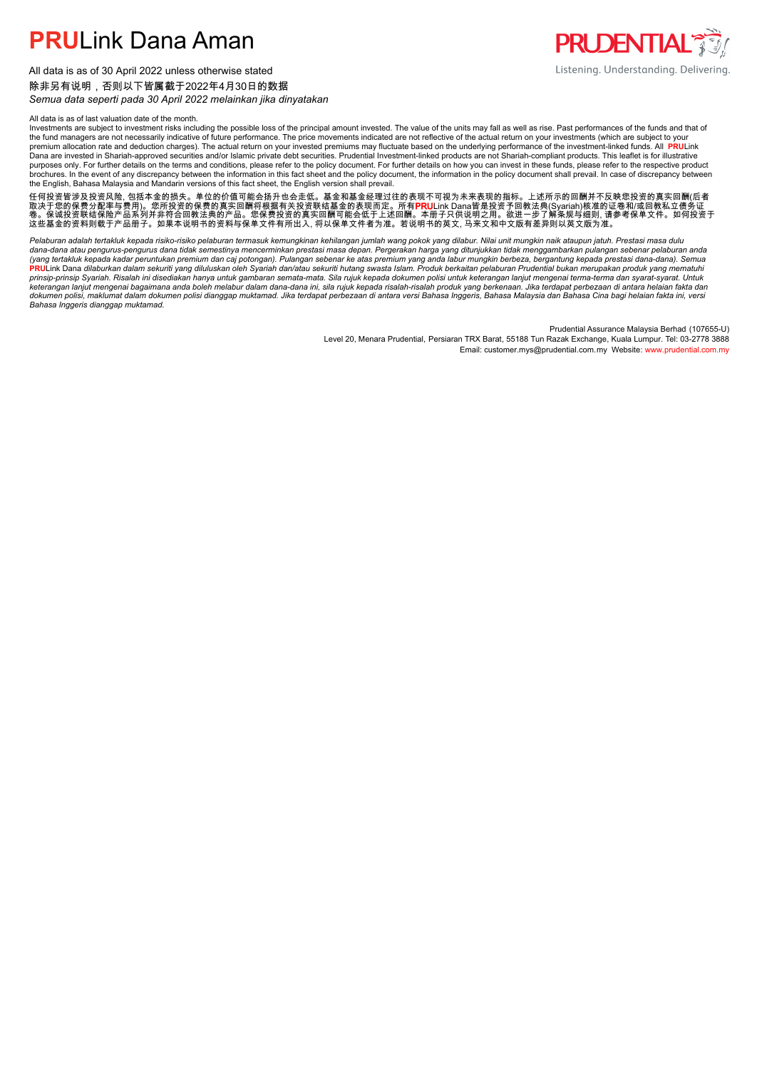# **PRU**Link Dana Aman

All data is as of 30 April 2022 unless otherwise stated

除非另有说明，否则以下皆属截于2022年4月30日的数据

*Semua data seperti pada 30 April 2022 melainkan jika dinyatakan*

All data is as of last valuation date of the month.

Investments are subject to investment risks including the possible loss of the principal amount invested. The value of the units may fall as well as rise. Past performances of the funds and that of the fund managers are not necessarily indicative of future performance. The price movements indicated are not reflective of the actual return on your investments (which are subject to your premium allocation rate and deduction charges). The actual return on your invested premiums may fluctuate based on the underlying performance of the investment-linked funds. All **PRU**Link Dana are invested in Shariah-approved securities and/or Islamic private debt securities. Prudential Investment-linked products are not Shariah-compliant products. This leaflet is for illustrative purposes only. For further details on the terms and conditions, please refer to the policy document. For further details on how you can invest in these funds, please refer to the respective product brochures. In the event of any discrepancy between the information in this fact sheet and the policy document, the information in the policy document shall prevail. In case of discrepancy between the English, Bahasa Malaysia and Mandarin versions of this fact sheet, the English version shall prevail.

任何投资皆涉及投资风险, 包括本金的损失。单位的价值可能会扬升也会走低。基金和基金经理过往的表现不可视为未来表现的指标。上述所示的回酬并不反映您投资的真实回酬(后者取决于您的保费分配率与费用)。您所投资的保费的真实回酬将根据有关投资联结基金的表现而定。所有**PRU**Link Dana皆是投资予回教法典(Syariah)核准的证卷和/或回教私立债务证卷。保诚投资联结保险产品系列并非符合回教法典的产品。您保费投资的真实回酬可能会低于上述回酬。本册子只供说明之用。欲进一步了解条规与细则, 请参考保单文件。如何投资于这些基金的资料则载于产品册子。如果本说明书的资料与保单文件有所出入, 将以保单文件者为准。若说明书的英文, 马来文和中文版有差异则以英文版为准。

*Pelaburan adalah tertakluk kepada risiko-risiko pelaburan termasuk kemungkinan kehilangan jumlah wang pokok yang dilabur. Nilai unit mungkin naik ataupun jatuh. Prestasi masa dulu dana-dana atau pengurus-pengurus dana tidak semestinya mencerminkan prestasi masa depan. Pergerakan harga yang ditunjukkan tidak menggambarkan pulangan sebenar pelaburan anda (yang tertakluk kepada kadar peruntukan premium dan caj potongan). Pulangan sebenar ke atas premium yang anda labur mungkin berbeza, bergantung kepada prestasi dana-dana). Semua* ***PRU****Link Dana dilaburkan dalam sekuriti yang diluluskan oleh Syariah dan/atau sekuriti hutang swasta Islam. Produk berkaitan pelaburan Prudential bukan merupakan produk yang mematuhi prinsip-prinsip Syariah. Risalah ini disediakan hanya untuk gambaran semata-mata. Sila rujuk kepada dokumen polisi untuk keterangan lanjut mengenai terma-terma dan syarat-syarat. Untuk keterangan lanjut mengenai bagaimana anda boleh melabur dalam dana-dana ini, sila rujuk kepada risalah-risalah produk yang berkenaan. Jika terdapat perbezaan di antara helaian fakta dan dokumen polisi, maklumat dalam dokumen polisi dianggap muktamad. Jika terdapat perbezaan di antara versi Bahasa Inggeris, Bahasa Malaysia dan Bahasa Cina bagi helaian fakta ini, versi Bahasa Inggeris dianggap muktamad.*

Prudential Assurance Malaysia Berhad (107655-U)
Level 20, Menara Prudential, Persiaran TRX Barat, 55188 Tun Razak Exchange, Kuala Lumpur. Tel: 03-2778 3888
Email: customer.mys@prudential.com.my Website: www.prudential.com.my